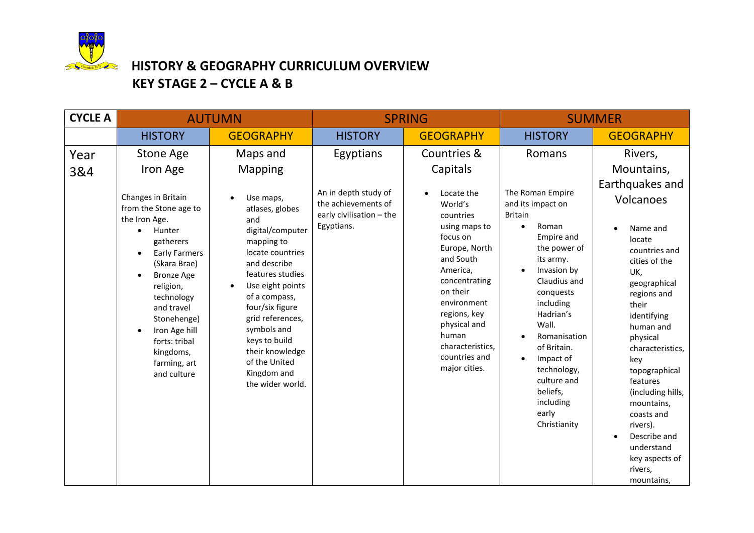# HISTORY & GEOGRAPHY CURRICULUM OVERVIEW
## KEY STAGE 2 – CYCLE A & B

| CYCLE A | AUTUMN | | SPRING | | SUMMER | |
|---|---|---|---|---|---|---|
| | HISTORY | GEOGRAPHY | HISTORY | GEOGRAPHY | HISTORY | GEOGRAPHY |
| Year 3&4 | Stone Age Iron Age<br><br>Changes in Britain from the Stone age to the Iron Age.<br>• Hunter gatherers<br>• Early Farmers (Skara Brae)<br>• Bronze Age religion, technology and travel Stonehenge)<br>• Iron Age hill forts: tribal kingdoms, farming, art and culture | Maps and Mapping<br><br>• Use maps, atlases, globes and digital/computer mapping to locate countries and describe features studies<br>• Use eight points of a compass, four/six figure grid references, symbols and keys to build their knowledge of the United Kingdom and the wider world. | Egyptians<br><br>An in depth study of the achievements of early civilisation – the Egyptians. | Countries & Capitals<br><br>• Locate the World's countries using maps to focus on Europe, North and South America, concentrating on their environment regions, key physical and human characteristics, countries and major cities. | Romans<br><br>The Roman Empire and its impact on Britain<br>• Roman Empire and the power of its army.<br>• Invasion by Claudius and conquests including Hadrian's Wall.<br>• Romanisation of Britain.<br>• Impact of technology, culture and beliefs, including early Christianity | Rivers, Mountains, Earthquakes and Volcanoes<br><br>• Name and locate countries and cities of the UK, geographical regions and their identifying human and physical characteristics, key topographical features (including hills, mountains, coasts and rivers).<br>• Describe and understand key aspects of rivers, mountains, |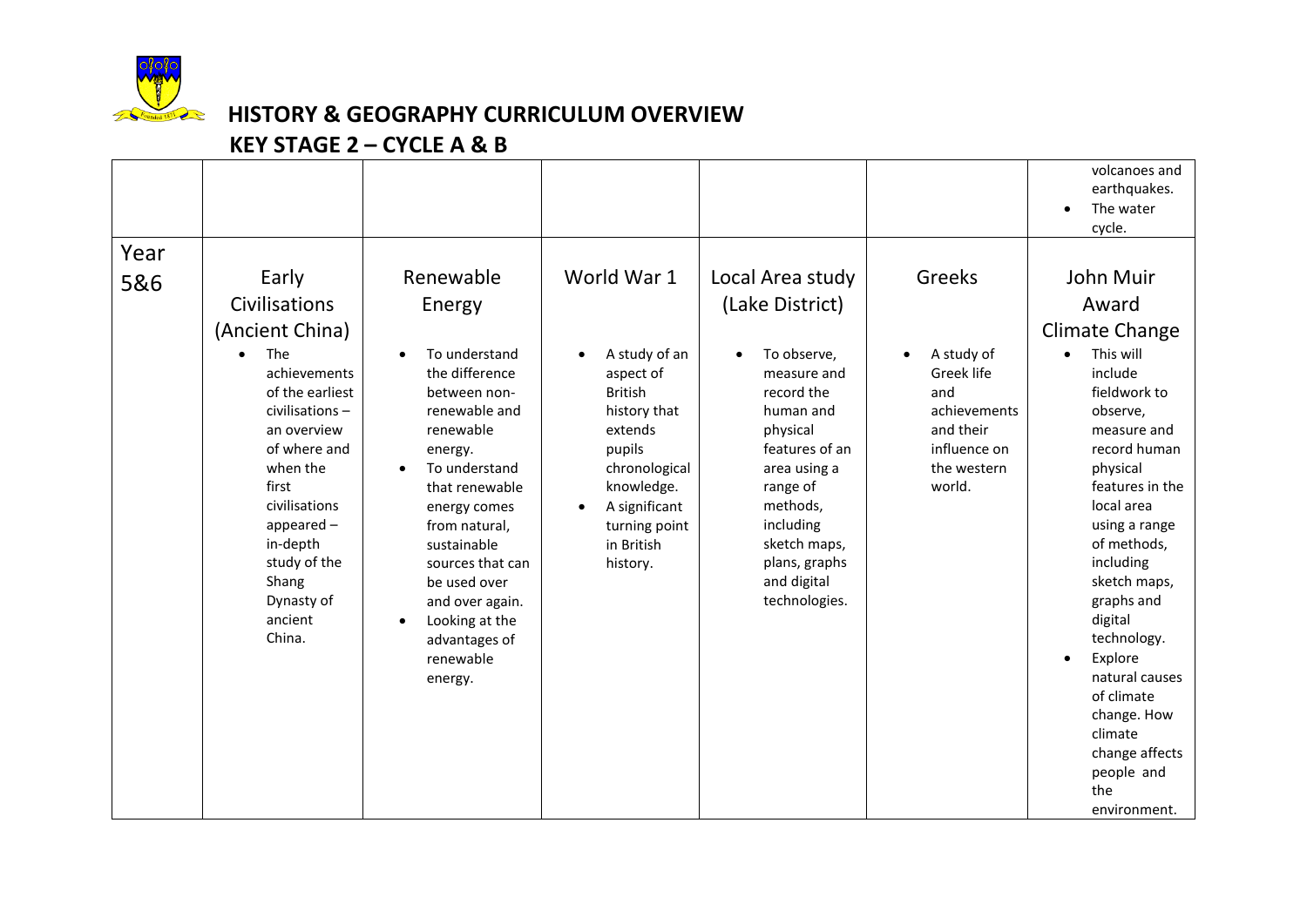# HISTORY & GEOGRAPHY CURRICULUM OVERVIEW

## KEY STAGE 2 – CYCLE A & B

| | | | | | | |
|---|---|---|---|---|---|---|
| | | | | | | volcanoes and earthquakes. • The water cycle. |
| Year 5&6 | Early Civilisations (Ancient China) • The achievements of the earliest civilisations – an overview of where and when the first civilisations appeared – in-depth study of the Shang Dynasty of ancient China. | Renewable Energy • To understand the difference between non-renewable and renewable energy. • To understand that renewable energy comes from natural, sustainable sources that can be used over and over again. • Looking at the advantages of renewable energy. | World War 1 • A study of an aspect of British history that extends pupils chronological knowledge. • A significant turning point in British history. | Local Area study (Lake District) • To observe, measure and record the human and physical features of an area using a range of methods, including sketch maps, plans, graphs and digital technologies. | Greeks • A study of Greek life and achievements and their influence on the western world. | John Muir Award Climate Change • This will include fieldwork to observe, measure and record human physical features in the local area using a range of methods, including sketch maps, graphs and digital technology. • Explore natural causes of climate change. How climate change affects people and the environment. |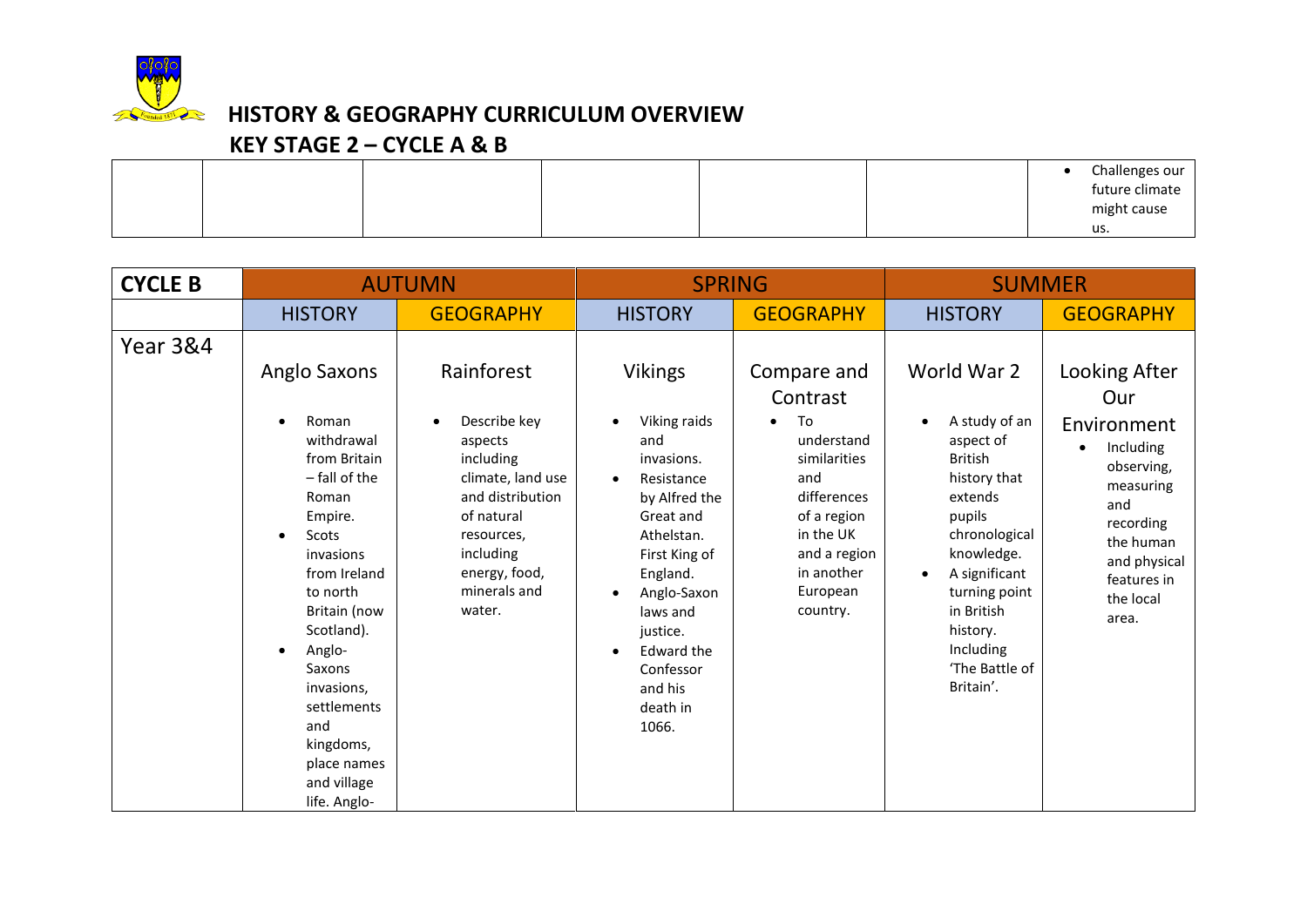# HISTORY & GEOGRAPHY CURRICULUM OVERVIEW

## KEY STAGE 2 – CYCLE A & B

| | | | | | | |
|---|---|---|---|---|---|---|
| | | | | | | • Challenges our future climate might cause us. |

| CYCLE B | AUTUMN | | SPRING | | SUMMER | |
|---|---|---|---|---|---|---|
| | HISTORY | GEOGRAPHY | HISTORY | GEOGRAPHY | HISTORY | GEOGRAPHY |
| Year 3&4 | Anglo Saxons<br><br>• Roman withdrawal from Britain – fall of the Roman Empire.<br>• Scots invasions from Ireland to north Britain (now Scotland).<br>• Anglo-Saxons invasions, settlements and kingdoms, place names and village life. Anglo- | Rainforest<br><br>• Describe key aspects including climate, land use and distribution of natural resources, including energy, food, minerals and water. | Vikings<br><br>• Viking raids and invasions.<br>• Resistance by Alfred the Great and Athelstan. First King of England.<br>• Anglo-Saxon laws and justice.<br>• Edward the Confessor and his death in 1066. | Compare and Contrast<br><br>• To understand similarities and differences of a region in the UK and a region in another European country. | World War 2<br><br>• A study of an aspect of British history that extends pupils chronological knowledge.<br>• A significant turning point in British history. Including 'The Battle of Britain'. | Looking After Our Environment<br><br>• Including observing, measuring and recording the human and physical features in the local area. |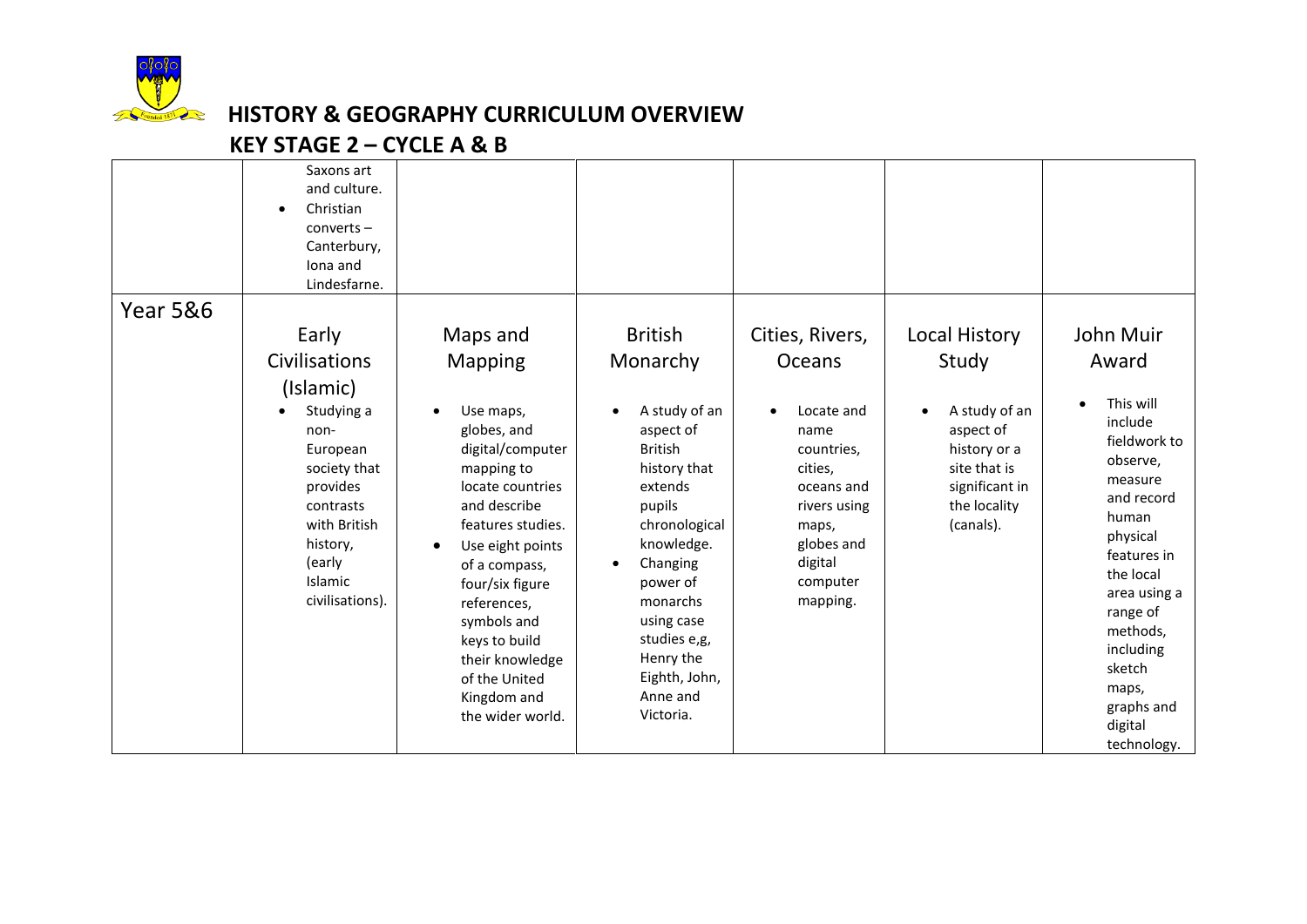# HISTORY & GEOGRAPHY CURRICULUM OVERVIEW

## KEY STAGE 2 – CYCLE A & B

| | | | | | | |
|---|---|---|---|---|---|---|
| | Saxons art and culture.<br>• Christian converts – Canterbury, Iona and Lindesfarne. | | | | | |
| Year 5&6 | Early Civilisations (Islamic)<br>• Studying a non-European society that provides contrasts with British history, (early Islamic civilisations). | Maps and Mapping<br>• Use maps, globes, and digital/computer mapping to locate countries and describe features studies.<br>• Use eight points of a compass, four/six figure references, symbols and keys to build their knowledge of the United Kingdom and the wider world. | British Monarchy<br>• A study of an aspect of British history that extends pupils chronological knowledge.<br>• Changing power of monarchs using case studies e,g, Henry the Eighth, John, Anne and Victoria. | Cities, Rivers, Oceans<br>• Locate and name countries, cities, oceans and rivers using maps, globes and digital computer mapping. | Local History Study<br>• A study of an aspect of history or a site that is significant in the locality (canals). | John Muir Award<br>• This will include fieldwork to observe, measure and record human physical features in the local area using a range of methods, including sketch maps, graphs and digital technology. |